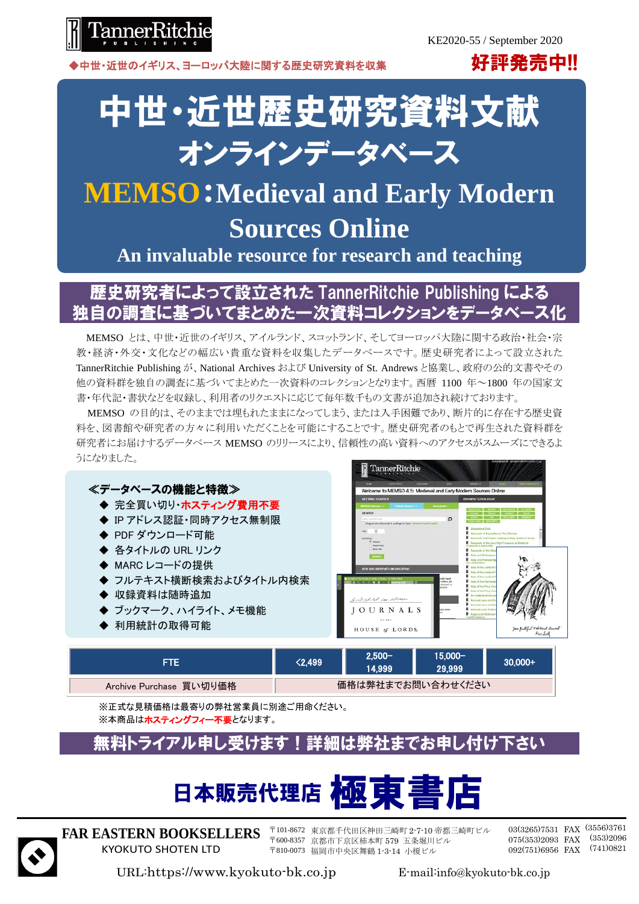TannerRitchie PUBLISHING

KE2020-55 / September 2020

◆中世・近世のイギリス、ヨーロッパ大陸に関する歴史研究資料を収集

好評発売中!!

# 中世・近世歴史研究資料文献 オンラインデータベース

# MEMSO：Medieval and Early Modern Sources Online

## An invaluable resource for research and teaching

## 歴史研究者によって設立された TannerRitchie Publishing による 独自の調査に基づいてまとめた一次資料コレクションをデータベース化

MEMSO とは、中世・近世のイギリス、アイルランド、スコットランド、そしてヨーロッパ大陸に関する政治・社会・宗教・経済・外交・文化などの幅広い貴重な資料を収集したデータベースです。歴史研究者によって設立された TannerRitchie Publishing が、National Archives および University of St. Andrews と協業し、政府の公的文書やその他の資料群を独自の調査に基づいてまとめた一次資料のコレクションとなります。西暦 1100 年～1800 年の国家文書・年代記・書状などを収録し、利用者のリクエストに応じて毎年数千もの文書が追加され続けております。

MEMSO の目的は、そのままでは埋もれたままになってしまう、または入手困難であり、断片的に存在する歴史資料を、図書館や研究者の方々に利用いただくことを可能にすることです。歴史研究者のもとで再生された資料群を研究者にお届けするデータベース MEMSO のリリースにより、信頼性の高い資料へのアクセスがスムーズにできるようになりました。

### ≪データベースの機能と特徴≫

- ◆ 完全買い切り・ホスティング費用不要
- ◆ IP アドレス認証・同時アクセス無制限
- ◆ PDF ダウンロード可能
- ◆ 各タイトルの URL リンク
- ◆ MARC レコードの提供
- ◆ フルテキスト横断検索およびタイトル内検索
- ◆ 収録資料は随時追加
- ◆ ブックマーク、ハイライト、メモ機能
- ◆ 利用統計の取得可能

| FTE | <2,499 | 2,500–14,999 | 15,000–29,999 | 30,000+ |
|---|---|---|---|---|
| Archive Purchase 買い切り価格 | 価格は弊社までお問い合わせください | | | |

※正式な見積価格は最寄りの弊社営業員に別途ご用命ください。
※本商品は**ホスティングフィー不要**となります。

## 無料トライアル申し受けます！詳細は弊社までお申し付け下さい

## 日本販売代理店 極東書店

**FAR EASTERN BOOKSELLERS**
KYOKUTO SHOTEN LTD

〒101-8672 東京都千代田区神田三崎町 2-7-10 帝都三崎町ビル 03(3265)7531 FAX (3556)3761
〒600-8357 京都市下京区柿本町 579 五条堀川ビル 075(353)2093 FAX (353)2096
〒810-0073 福岡市中央区舞鶴 1-3-14 小榎ビル 092(751)6956 FAX (741)0821

URL:https://www.kyokuto-bk.co.jp　E-mail:info@kyokuto-bk.co.jp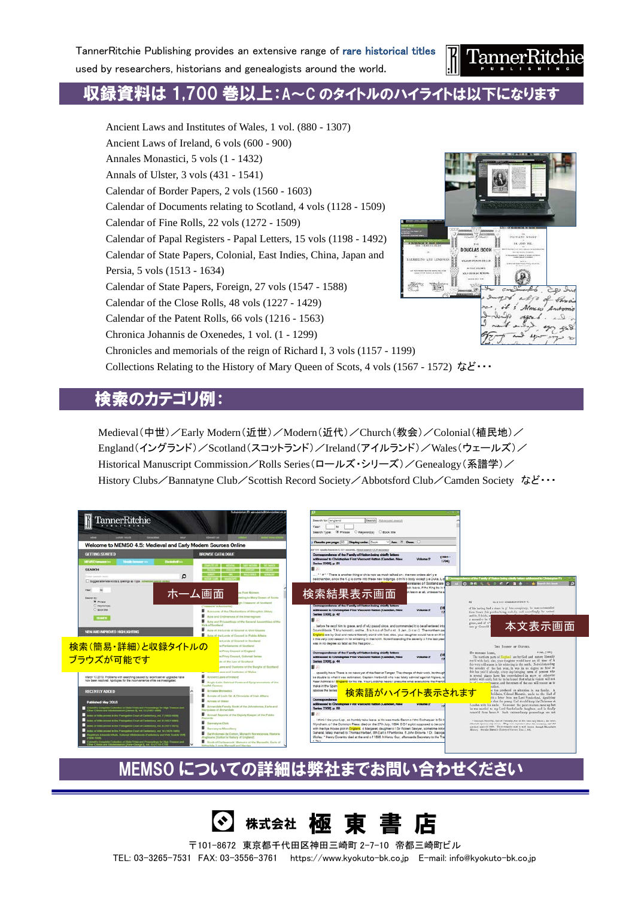TannerRitchie Publishing provides an extensive range of rare historical titles used by researchers, historians and genealogists around the world.

TannerRitchie PUBLISHING

## 収録資料は 1,700 巻以上：A～C のタイトルのハイライトは以下になります

Ancient Laws and Institutes of Wales, 1 vol. (880 - 1307)
Ancient Laws of Ireland, 6 vols (600 - 900)
Annales Monastici, 5 vols (1 - 1432)
Annals of Ulster, 3 vols (431 - 1541)
Calendar of Border Papers, 2 vols (1560 - 1603)
Calendar of Documents relating to Scotland, 4 vols (1128 - 1509)
Calendar of Fine Rolls, 22 vols (1272 - 1509)
Calendar of Papal Registers - Papal Letters, 15 vols (1198 - 1492)
Calendar of State Papers, Colonial, East Indies, China, Japan and Persia, 5 vols (1513 - 1634)
Calendar of State Papers, Foreign, 27 vols (1547 - 1588)
Calendar of the Close Rolls, 48 vols (1227 - 1429)
Calendar of the Patent Rolls, 66 vols (1216 - 1563)
Chronica Johannis de Oxenedes, 1 vol. (1 - 1299)
Chronicles and memorials of the reign of Richard I, 3 vols (1157 - 1199)
Collections Relating to the History of Mary Queen of Scots, 4 vols (1567 - 1572) など・・・

## 検索のカテゴリ例：

Medieval（中世）／Early Modern（近世）／Modern（近代）／Church（教会）／Colonial（植民地）／England（イングランド）／Scotland（スコットランド）／Ireland（アイルランド）／Wales（ウェールズ）／Historical Manuscript Commission／Rolls Series（ロールズ・シリーズ）／Genealogy（系譜学）／History Clubs／Bannatyne Club／Scottish Record Society／Abbotsford Club／Camden Society など・・・

ホーム画面

検索（簡易・詳細）と収録タイトルのブラウズが可能です

検索結果表示画面

検索語がハイライト表示されます

本文表示画面

## MEMSO についての詳細は弊社までお問い合わせください

株式会社 極東書店

〒101-8672 東京都千代田区神田三崎町 2-7-10 帝都三崎町ビル

TEL: 03-3265-7531 FAX: 03-3556-3761 https://www.kyokuto-bk.co.jp E-mail: info@kyokuto-bk.co.jp